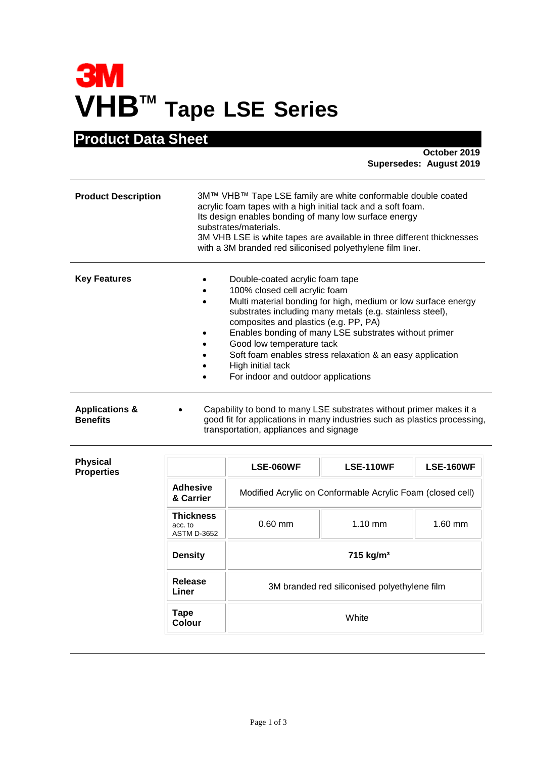# 3M

# VHB™ Tape LSE Series

## Product Data Sheet

**October 2019**
**Supersedes: August 2019**

---

**Product Description**

3M™ VHB™ Tape LSE family are white conformable double coated acrylic foam tapes with a high initial tack and a soft foam.
Its design enables bonding of many low surface energy substrates/materials.
3M VHB LSE is white tapes are available in three different thicknesses with a 3M branded red siliconised polyethylene film liner.

---

**Key Features**

- Double-coated acrylic foam tape
- 100% closed cell acrylic foam
- Multi material bonding for high, medium or low surface energy substrates including many metals (e.g. stainless steel), composites and plastics (e.g. PP, PA)
- Enables bonding of many LSE substrates without primer
- Good low temperature tack
- Soft foam enables stress relaxation & an easy application
- High initial tack
- For indoor and outdoor applications

---

**Applications & Benefits**

- Capability to bond to many LSE substrates without primer makes it a good fit for applications in many industries such as plastics processing, transportation, appliances and signage

---

**Physical Properties**

| | LSE-060WF | LSE-110WF | LSE-160WF |
|---|---|---|---|
| **Adhesive & Carrier** | Modified Acrylic on Conformable Acrylic Foam (closed cell) | | |
| **Thickness** acc. to ASTM D-3652 | 0.60 mm | 1.10 mm | 1.60 mm |
| **Density** | **715 kg/m³** | | |
| **Release Liner** | 3M branded red siliconised polyethylene film | | |
| **Tape Colour** | White | | |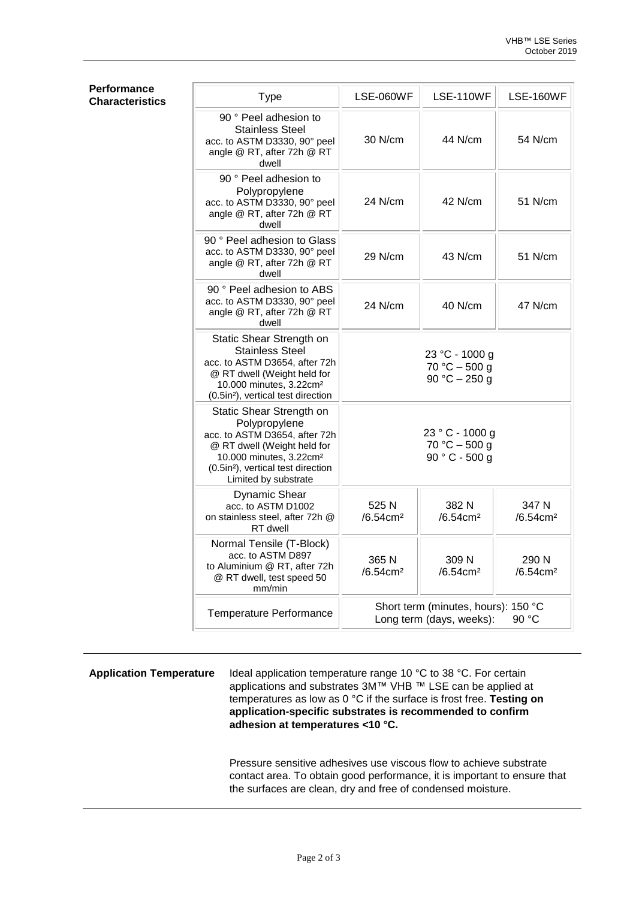## Performance Characteristics

| Type | LSE-060WF | LSE-110WF | LSE-160WF |
|---|---|---|---|
| 90 ° Peel adhesion to Stainless Steel acc. to ASTM D3330, 90° peel angle @ RT, after 72h @ RT dwell | 30 N/cm | 44 N/cm | 54 N/cm |
| 90 ° Peel adhesion to Polypropylene acc. to ASTM D3330, 90° peel angle @ RT, after 72h @ RT dwell | 24 N/cm | 42 N/cm | 51 N/cm |
| 90 ° Peel adhesion to Glass acc. to ASTM D3330, 90° peel angle @ RT, after 72h @ RT dwell | 29 N/cm | 43 N/cm | 51 N/cm |
| 90 ° Peel adhesion to ABS acc. to ASTM D3330, 90° peel angle @ RT, after 72h @ RT dwell | 24 N/cm | 40 N/cm | 47 N/cm |
| Static Shear Strength on Stainless Steel acc. to ASTM D3654, after 72h @ RT dwell (Weight held for 10.000 minutes, 3.22cm² (0.5in²), vertical test direction | 23 °C - 1000 g<br>70 °C – 500 g<br>90 °C – 250 g | | |
| Static Shear Strength on Polypropylene acc. to ASTM D3654, after 72h @ RT dwell (Weight held for 10.000 minutes, 3.22cm² (0.5in²), vertical test direction Limited by substrate | 23 ° C - 1000 g<br>70 °C – 500 g<br>90 ° C - 500 g | | |
| Dynamic Shear acc. to ASTM D1002 on stainless steel, after 72h @ RT dwell | 525 N /6.54cm² | 382 N /6.54cm² | 347 N /6.54cm² |
| Normal Tensile (T-Block) acc. to ASTM D897 to Aluminium @ RT, after 72h @ RT dwell, test speed 50 mm/min | 365 N /6.54cm² | 309 N /6.54cm² | 290 N /6.54cm² |
| Temperature Performance | Short term (minutes, hours): 150 °C<br>Long term (days, weeks): 90 °C | | |

## Application Temperature

Ideal application temperature range 10 °C to 38 °C. For certain applications and substrates 3M™ VHB ™ LSE can be applied at temperatures as low as 0 °C if the surface is frost free. **Testing on application-specific substrates is recommended to confirm adhesion at temperatures <10 °C.**

Pressure sensitive adhesives use viscous flow to achieve substrate contact area. To obtain good performance, it is important to ensure that the surfaces are clean, dry and free of condensed moisture.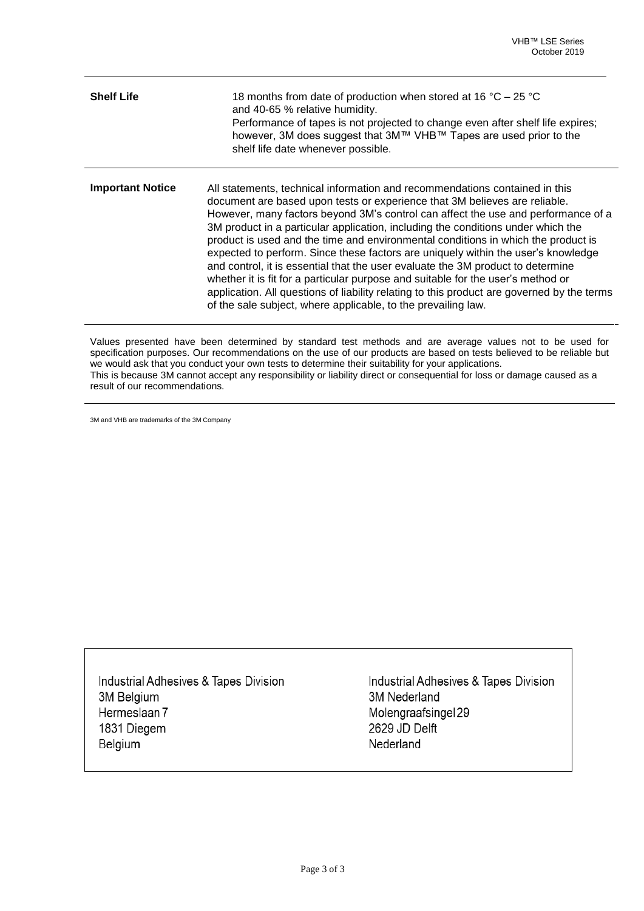| | |
|---|---|
| **Shelf Life** | 18 months from date of production when stored at 16 °C – 25 °C and 40-65 % relative humidity. Performance of tapes is not projected to change even after shelf life expires; however, 3M does suggest that 3M™ VHB™ Tapes are used prior to the shelf life date whenever possible. |
| **Important Notice** | All statements, technical information and recommendations contained in this document are based upon tests or experience that 3M believes are reliable. However, many factors beyond 3M's control can affect the use and performance of a 3M product in a particular application, including the conditions under which the product is used and the time and environmental conditions in which the product is expected to perform. Since these factors are uniquely within the user's knowledge and control, it is essential that the user evaluate the 3M product to determine whether it is fit for a particular purpose and suitable for the user's method or application. All questions of liability relating to this product are governed by the terms of the sale subject, where applicable, to the prevailing law. |

Values presented have been determined by standard test methods and are average values not to be used for specification purposes. Our recommendations on the use of our products are based on tests believed to be reliable but we would ask that you conduct your own tests to determine their suitability for your applications.
This is because 3M cannot accept any responsibility or liability direct or consequential for loss or damage caused as a result of our recommendations.

3M and VHB are trademarks of the 3M Company

Industrial Adhesives & Tapes Division
3M Belgium
Hermeslaan 7
1831 Diegem
Belgium

Industrial Adhesives & Tapes Division
3M Nederland
Molengraafsingel 29
2629 JD Delft
Nederland